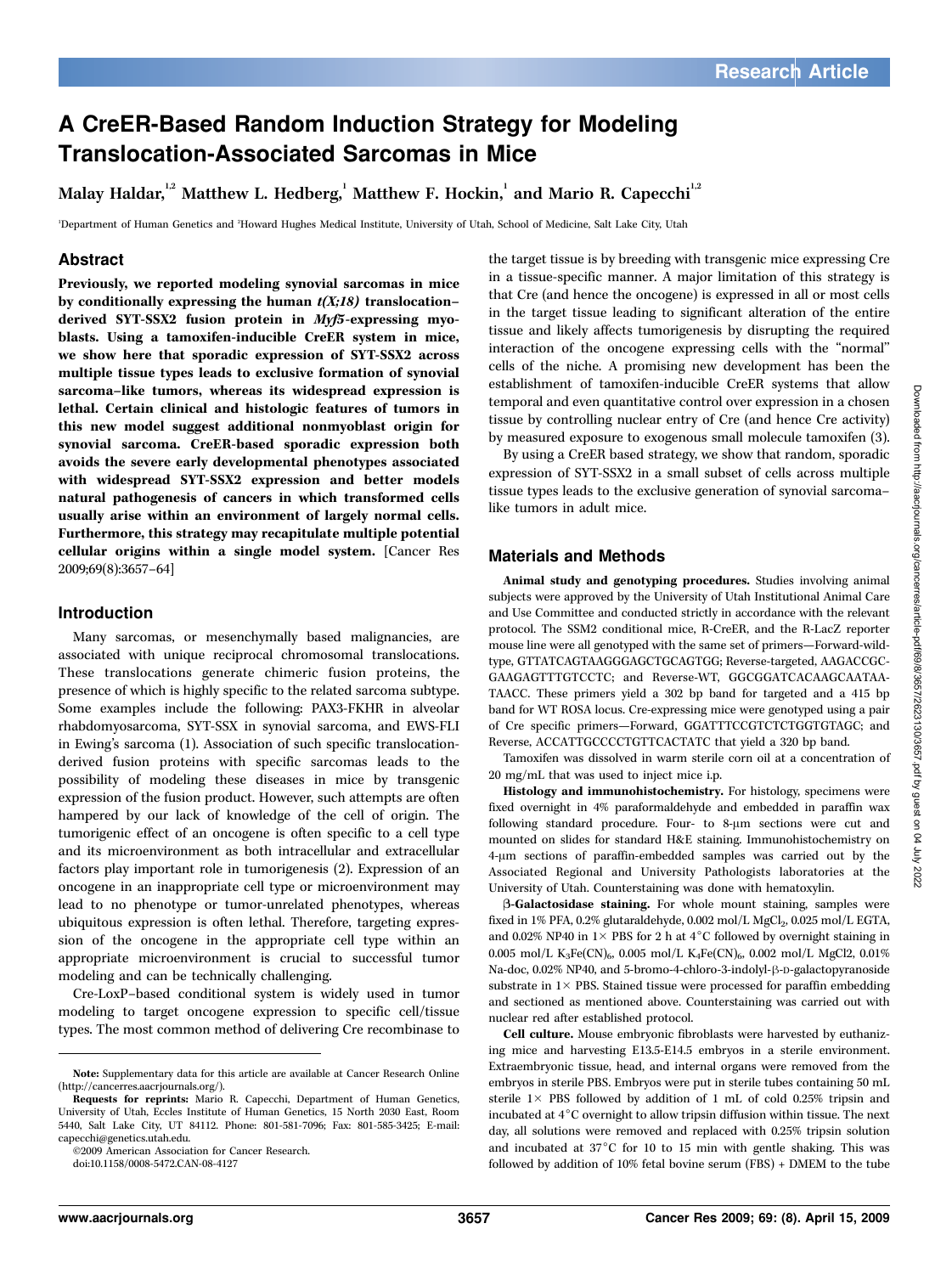# A CreER-Based Random Induction Strategy for Modeling Translocation-Associated Sarcomas in Mice

Malay Haldar,[1,2] Matthew L. Hedberg,[1] Matthew F. Hockin,[1] and Mario R. Capecchi[1,2]

[1]Department of Human Genetics and [2]Howard Hughes Medical Institute, University of Utah, School of Medicine, Salt Lake City, Utah

## Abstract

**Previously, we reported modeling synovial sarcomas in mice by conditionally expressing the human *t(X;18)* translocation–derived SYT-SSX2 fusion protein in *Myf5*-expressing myoblasts. Using a tamoxifen-inducible CreER system in mice, we show here that sporadic expression of SYT-SSX2 across multiple tissue types leads to exclusive formation of synovial sarcoma–like tumors, whereas its widespread expression is lethal. Certain clinical and histologic features of tumors in this new model suggest additional nonmyoblast origin for synovial sarcoma. CreER-based sporadic expression both avoids the severe early developmental phenotypes associated with widespread SYT-SSX2 expression and better models natural pathogenesis of cancers in which transformed cells usually arise within an environment of largely normal cells. Furthermore, this strategy may recapitulate multiple potential cellular origins within a single model system.** [Cancer Res 2009;69(8):3657–64]

## Introduction

Many sarcomas, or mesenchymally based malignancies, are associated with unique reciprocal chromosomal translocations. These translocations generate chimeric fusion proteins, the presence of which is highly specific to the related sarcoma subtype. Some examples include the following: PAX3-FKHR in alveolar rhabdomyosarcoma, SYT-SSX in synovial sarcoma, and EWS-FLI in Ewing's sarcoma (1). Association of such specific translocation-derived fusion proteins with specific sarcomas leads to the possibility of modeling these diseases in mice by transgenic expression of the fusion product. However, such attempts are often hampered by our lack of knowledge of the cell of origin. The tumorigenic effect of an oncogene is often specific to a cell type and its microenvironment as both intracellular and extracellular factors play important role in tumorigenesis (2). Expression of an oncogene in an inappropriate cell type or microenvironment may lead to no phenotype or tumor-unrelated phenotypes, whereas ubiquitous expression is often lethal. Therefore, targeting expression of the oncogene in the appropriate cell type within an appropriate microenvironment is crucial to successful tumor modeling and can be technically challenging.

Cre-LoxP–based conditional system is widely used in tumor modeling to target oncogene expression to specific cell/tissue types. The most common method of delivering Cre recombinase to the target tissue is by breeding with transgenic mice expressing Cre in a tissue-specific manner. A major limitation of this strategy is that Cre (and hence the oncogene) is expressed in all or most cells in the target tissue leading to significant alteration of the entire tissue and likely affects tumorigenesis by disrupting the required interaction of the oncogene expressing cells with the "normal" cells of the niche. A promising new development has been the establishment of tamoxifen-inducible CreER systems that allow temporal and even quantitative control over expression in a chosen tissue by controlling nuclear entry of Cre (and hence Cre activity) by measured exposure to exogenous small molecule tamoxifen (3).

By using a CreER based strategy, we show that random, sporadic expression of SYT-SSX2 in a small subset of cells across multiple tissue types leads to the exclusive generation of synovial sarcoma–like tumors in adult mice.

## Materials and Methods

**Animal study and genotyping procedures.** Studies involving animal subjects were approved by the University of Utah Institutional Animal Care and Use Committee and conducted strictly in accordance with the relevant protocol. The SSM2 conditional mice, R-CreER, and the R-LacZ reporter mouse line were all genotyped with the same set of primers—Forward-wild-type, GTTATCAGTAAGGGAGCTGCAGTGG; Reverse-targeted, AAGACCGCGAAGAGTTTGTCCTC; and Reverse-WT, GGCGGATCACAAGCAATAATAACC. These primers yield a 302 bp band for targeted and a 415 bp band for WT ROSA locus. Cre-expressing mice were genotyped using a pair of Cre specific primers—Forward, GGATTTCCGTCTCTGGTGTAGC; and Reverse, ACCATTGCCCCTGTTCACTATC that yield a 320 bp band.

Tamoxifen was dissolved in warm sterile corn oil at a concentration of 20 mg/mL that was used to inject mice i.p.

**Histology and immunohistochemistry.** For histology, specimens were fixed overnight in 4% paraformaldehyde and embedded in paraffin wax following standard procedure. Four- to 8-μm sections were cut and mounted on slides for standard H&E staining. Immunohistochemistry on 4-μm sections of paraffin-embedded samples was carried out by the Associated Regional and University Pathologists laboratories at the University of Utah. Counterstaining was done with hematoxylin.

**β-Galactosidase staining.** For whole mount staining, samples were fixed in 1% PFA, 0.2% glutaraldehyde, 0.002 mol/L $MgCl_2$, 0.025 mol/L EGTA, and 0.02% NP40 in 1× PBS for 2 h at 4°C followed by overnight staining in 0.005 mol/L $K_3Fe(CN)_6$, 0.005 mol/L $K_4Fe(CN)_6$, 0.002 mol/L MgCl2, 0.01% Na-doc, 0.02% NP40, and 5-bromo-4-chloro-3-indolyl-β-D-galactopyranoside substrate in 1× PBS. Stained tissue were processed for paraffin embedding and sectioned as mentioned above. Counterstaining was carried out with nuclear red after established protocol.

**Cell culture.** Mouse embryonic fibroblasts were harvested by euthanizing mice and harvesting E13.5-E14.5 embryos in a sterile environment. Extraembryonic tissue, head, and internal organs were removed from the embryos in sterile PBS. Embryos were put in sterile tubes containing 50 mL sterile 1× PBS followed by addition of 1 mL of cold 0.25% trypsin and incubated at 4°C overnight to allow trypsin diffusion within tissue. The next day, all solutions were removed and replaced with 0.25% trypsin solution and incubated at 37°C for 10 to 15 min with gentle shaking. This was followed by addition of 10% fetal bovine serum (FBS) + DMEM to the tube

---

**Note:** Supplementary data for this article are available at Cancer Research Online (http://cancerres.aacrjournals.org/).

**Requests for reprints:** Mario R. Capecchi, Department of Human Genetics, University of Utah, Eccles Institute of Human Genetics, 15 North 2030 East, Room 5440, Salt Lake City, UT 84112. Phone: 801-581-7096; Fax: 801-585-3425; E-mail: capecchi@genetics.utah.edu.

©2009 American Association for Cancer Research.

doi:10.1158/0008-5472.CAN-08-4127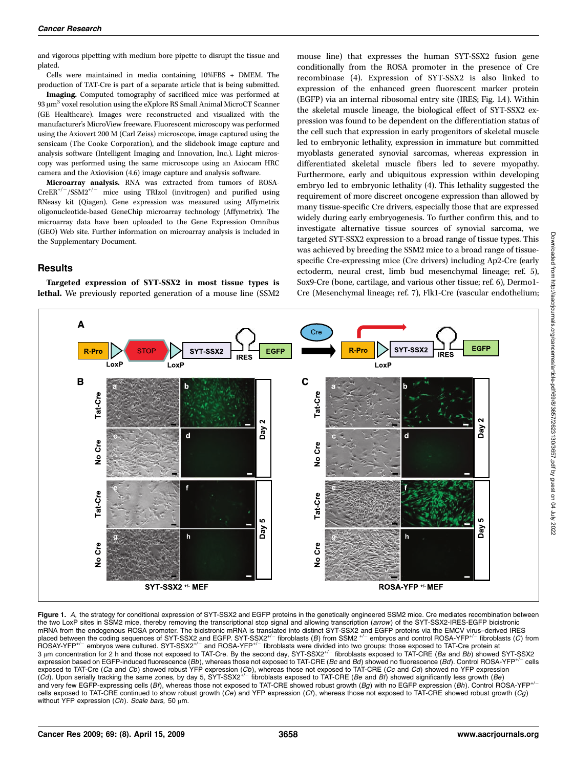and vigorous pipetting with medium bore pipette to disrupt the tissue and plated.

Cells were maintained in media containing 10%FBS + DMEM. The production of TAT-Cre is part of a separate article that is being submitted.

**Imaging.** Computed tomography of sacrificed mice was performed at 93 $\mu m^3$ voxel resolution using the eXplore RS Small Animal MicroCT Scanner (GE Healthcare). Images were reconstructed and visualized with the manufacturer's MicroView freeware. Fluorescent microscopy was performed using the Axiovert 200 M (Carl Zeiss) microscope, image captured using the sensicam (The Cooke Corporation), and the slidebook image capture and analysis software (Intelligent Imaging and Innovation, Inc.). Light microscopy was performed using the same microscope using an Axiocam HRC camera and the Axiovision (4.6) image capture and analysis software.

**Microarray analysis.** RNA was extracted from tumors of ROSA-CreER$^{+/-}$/SSM2$^{+/-}$ mice using TRIzol (invitrogen) and purified using RNeasy kit (Qiagen). Gene expression was measured using Affymetrix oligonucleotide-based GeneChip microarray technology (Affymetrix). The microarray data have been uploaded to the Gene Expression Omnibus (GEO) Web site. Further information on microarray analysis is included in the Supplementary Document.

## Results

**Targeted expression of SYT-SSX2 in most tissue types is lethal.** We previously reported generation of a mouse line (SSM2 mouse line) that expresses the human SYT-SSX2 fusion gene conditionally from the ROSA promoter in the presence of Cre recombinase (4). Expression of SYT-SSX2 is also linked to expression of the enhanced green fluorescent marker protein (EGFP) via an internal ribosomal entry site (IRES; Fig. 1*A*). Within the skeletal muscle lineage, the biological effect of SYT-SSX2 expression was found to be dependent on the differentiation status of the cell such that expression in early progenitors of skeletal muscle led to embryonic lethality, expression in immature but committed myoblasts generated synovial sarcomas, whereas expression in differentiated skeletal muscle fibers led to severe myopathy. Furthermore, early and ubiquitous expression within developing embryo led to embryonic lethality (4). This lethality suggested the requirement of more discreet oncogene expression than allowed by many tissue-specific Cre drivers, especially those that are expressed widely during early embryogenesis. To further confirm this, and to investigate alternative tissue sources of synovial sarcoma, we targeted SYT-SSX2 expression to a broad range of tissue types. This was achieved by breeding the SSM2 mice to a broad range of tissue-specific Cre-expressing mice (Cre drivers) including Ap2-Cre (early ectoderm, neural crest, limb bud mesenchymal lineage; ref. 5), Sox9-Cre (bone, cartilage, and various other tissue; ref. 6), Dermo1-Cre (Mesenchymal lineage; ref. 7), Flk1-Cre (vascular endothelium;

**Figure 1.** *A,* the strategy for conditional expression of SYT-SSX2 and EGFP proteins in the genetically engineered SSM2 mice. Cre mediates recombination between the two LoxP sites in SSM2 mice, thereby removing the transcriptional stop signal and allowing transcription (*arrow*) of the SYT-SSX2-IRES-EGFP bicistronic mRNA from the endogenous ROSA promoter. The bicistronic mRNA is translated into distinct SYT-SSX2 and EGFP proteins via the EMCV virus–derived IRES placed between the coding sequences of SYT-SSX2 and EGFP. SYT-SSX2$^{+/-}$ fibroblasts (*B*) from SSM2 $^{+/-}$ embryos and control ROSA-YFP$^{+/-}$ fibroblasts (*C*) from ROSAY-YFP$^{+/-}$ embryos were cultured. SYT-SSX2$^{+/-}$ and ROSA-YFP$^{+/-}$ fibroblasts were divided into two groups: those exposed to TAT-Cre protein at 3 µm concentration for 2 h and those not exposed to TAT-Cre. By the second day, SYT-SSX2$^{+/-}$ fibroblasts exposed to TAT-CRE (*Ba* and *Bb*) showed SYT-SSX2 expression based on EGFP-induced fluorescence (*Bb*), whereas those not exposed to TAT-CRE (*Bc* and *Bd*) showed no fluorescence (*Bd*). Control ROSA-YFP$^{+/-}$ cells exposed to TAT-Cre (*Ca* and *Cb*) showed robust YFP expression (*Cb*), whereas those not exposed to TAT-CRE (*Cc* and *Cd*) showed no YFP expression (*Cd*). Upon serially tracking the same zones, by day 5, SYT-SSX2$^{+/-}$ fibroblasts exposed to TAT-CRE (*Be* and *Bf*) showed significantly less growth (*Be*) and very few EGFP-expressing cells (*Bf*), whereas those not exposed to TAT-CRE showed robust growth (*Bg*) with no EGFP expression (*Bh*). Control ROSA-YFP$^{+/-}$ cells exposed to TAT-CRE continued to show robust growth (*Ce*) and YFP expression (*Cf*), whereas those not exposed to TAT-CRE showed robust growth (*Cg*) without YFP expression (*Ch*). *Scale bars,* 50 µm.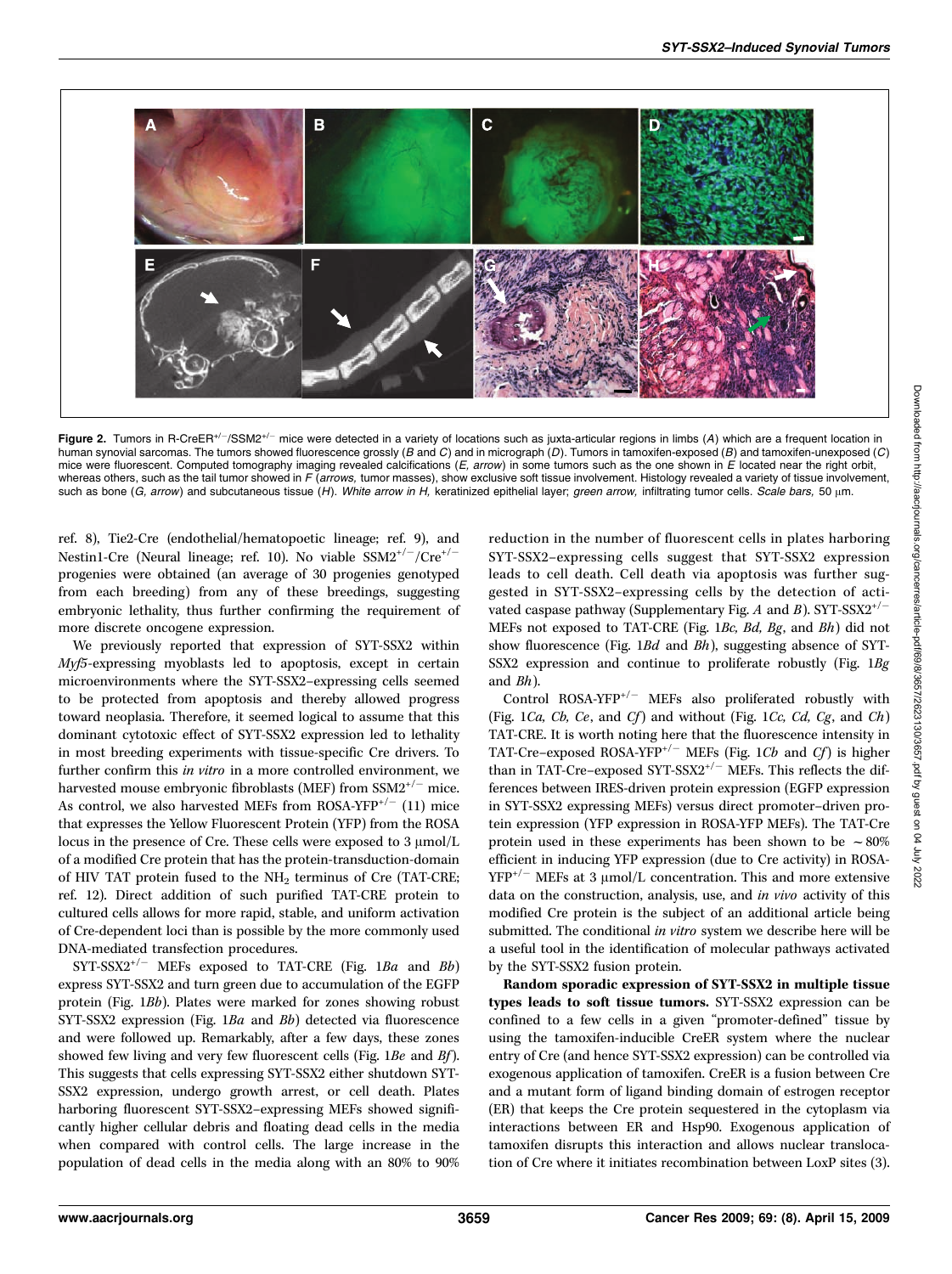**Figure 2.** Tumors in R-CreER$^{+/-}$/SSM2$^{+/-}$ mice were detected in a variety of locations such as juxta-articular regions in limbs (*A*) which are a frequent location in human synovial sarcomas. The tumors showed fluorescence grossly (*B* and *C*) and in micrograph (*D*). Tumors in tamoxifen-exposed (*B*) and tamoxifen-unexposed (*C*) mice were fluorescent. Computed tomography imaging revealed calcifications (*E, arrow*) in some tumors such as the one shown in *E* located near the right orbit, whereas others, such as the tail tumor showed in *F* (*arrows,* tumor masses), show exclusive soft tissue involvement. Histology revealed a variety of tissue involvement, such as bone (*G, arrow*) and subcutaneous tissue (*H*). *White arrow in H,* keratinized epithelial layer; *green arrow,* infiltrating tumor cells. *Scale bars,* 50 μm.

ref. 8), Tie2-Cre (endothelial/hematopoetic lineage; ref. 9), and Nestin1-Cre (Neural lineage; ref. 10). No viable SSM2$^{+/-}$/Cre$^{+/-}$ progenies were obtained (an average of 30 progenies genotyped from each breeding) from any of these breedings, suggesting embryonic lethality, thus further confirming the requirement of more discrete oncogene expression.

We previously reported that expression of SYT-SSX2 within *Myf5*-expressing myoblasts led to apoptosis, except in certain microenvironments where the SYT-SSX2–expressing cells seemed to be protected from apoptosis and thereby allowed progress toward neoplasia. Therefore, it seemed logical to assume that this dominant cytotoxic effect of SYT-SSX2 expression led to lethality in most breeding experiments with tissue-specific Cre drivers. To further confirm this *in vitro* in a more controlled environment, we harvested mouse embryonic fibroblasts (MEF) from SSM2$^{+/-}$ mice. As control, we also harvested MEFs from ROSA-YFP$^{+/-}$ (11) mice that expresses the Yellow Fluorescent Protein (YFP) from the ROSA locus in the presence of Cre. These cells were exposed to 3 μmol/L of a modified Cre protein that has the protein-transduction-domain of HIV TAT protein fused to the $NH_2$ terminus of Cre (TAT-CRE; ref. 12). Direct addition of such purified TAT-CRE protein to cultured cells allows for more rapid, stable, and uniform activation of Cre-dependent loci than is possible by the more commonly used DNA-mediated transfection procedures.

SYT-SSX2$^{+/-}$ MEFs exposed to TAT-CRE (Fig. 1*Ba* and *Bb*) express SYT-SSX2 and turn green due to accumulation of the EGFP protein (Fig. 1*Bb*). Plates were marked for zones showing robust SYT-SSX2 expression (Fig. 1*Ba* and *Bb*) detected via fluorescence and were followed up. Remarkably, after a few days, these zones showed few living and very few fluorescent cells (Fig. 1*Be* and *Bf*). This suggests that cells expressing SYT-SSX2 either shutdown SYT-SSX2 expression, undergo growth arrest, or cell death. Plates harboring fluorescent SYT-SSX2–expressing MEFs showed significantly higher cellular debris and floating dead cells in the media when compared with control cells. The large increase in the population of dead cells in the media along with an 80% to 90% reduction in the number of fluorescent cells in plates harboring SYT-SSX2–expressing cells suggest that SYT-SSX2 expression leads to cell death. Cell death via apoptosis was further suggested in SYT-SSX2–expressing cells by the detection of activated caspase pathway (Supplementary Fig. *A* and *B*). SYT-SSX2$^{+/-}$ MEFs not exposed to TAT-CRE (Fig. 1*Bc, Bd, Bg,* and *Bh*) did not show fluorescence (Fig. 1*Bd* and *Bh*), suggesting absence of SYT-SSX2 expression and continue to proliferate robustly (Fig. 1*Bg* and *Bh*).

Control ROSA-YFP$^{+/-}$ MEFs also proliferated robustly with (Fig. 1*Ca, Cb, Ce,* and *Cf*) and without (Fig. 1*Cc, Cd, Cg,* and *Ch*) TAT-CRE. It is worth noting here that the fluorescence intensity in TAT-Cre–exposed ROSA-YFP$^{+/-}$ MEFs (Fig. 1*Cb* and *Cf*) is higher than in TAT-Cre–exposed SYT-SSX2$^{+/-}$ MEFs. This reflects the differences between IRES-driven protein expression (EGFP expression in SYT-SSX2 expressing MEFs) versus direct promoter–driven protein expression (YFP expression in ROSA-YFP MEFs). The TAT-Cre protein used in these experiments has been shown to be ~80% efficient in inducing YFP expression (due to Cre activity) in ROSA-YFP$^{+/-}$ MEFs at 3 μmol/L concentration. This and more extensive data on the construction, analysis, use, and *in vivo* activity of this modified Cre protein is the subject of an additional article being submitted. The conditional *in vitro* system we describe here will be a useful tool in the identification of molecular pathways activated by the SYT-SSX2 fusion protein.

**Random sporadic expression of SYT-SSX2 in multiple tissue types leads to soft tissue tumors.** SYT-SSX2 expression can be confined to a few cells in a given "promoter-defined" tissue by using the tamoxifen-inducible CreER system where the nuclear entry of Cre (and hence SYT-SSX2 expression) can be controlled via exogenous application of tamoxifen. CreER is a fusion between Cre and a mutant form of ligand binding domain of estrogen receptor (ER) that keeps the Cre protein sequestered in the cytoplasm via interactions between ER and Hsp90. Exogenous application of tamoxifen disrupts this interaction and allows nuclear translocation of Cre where it initiates recombination between LoxP sites (3).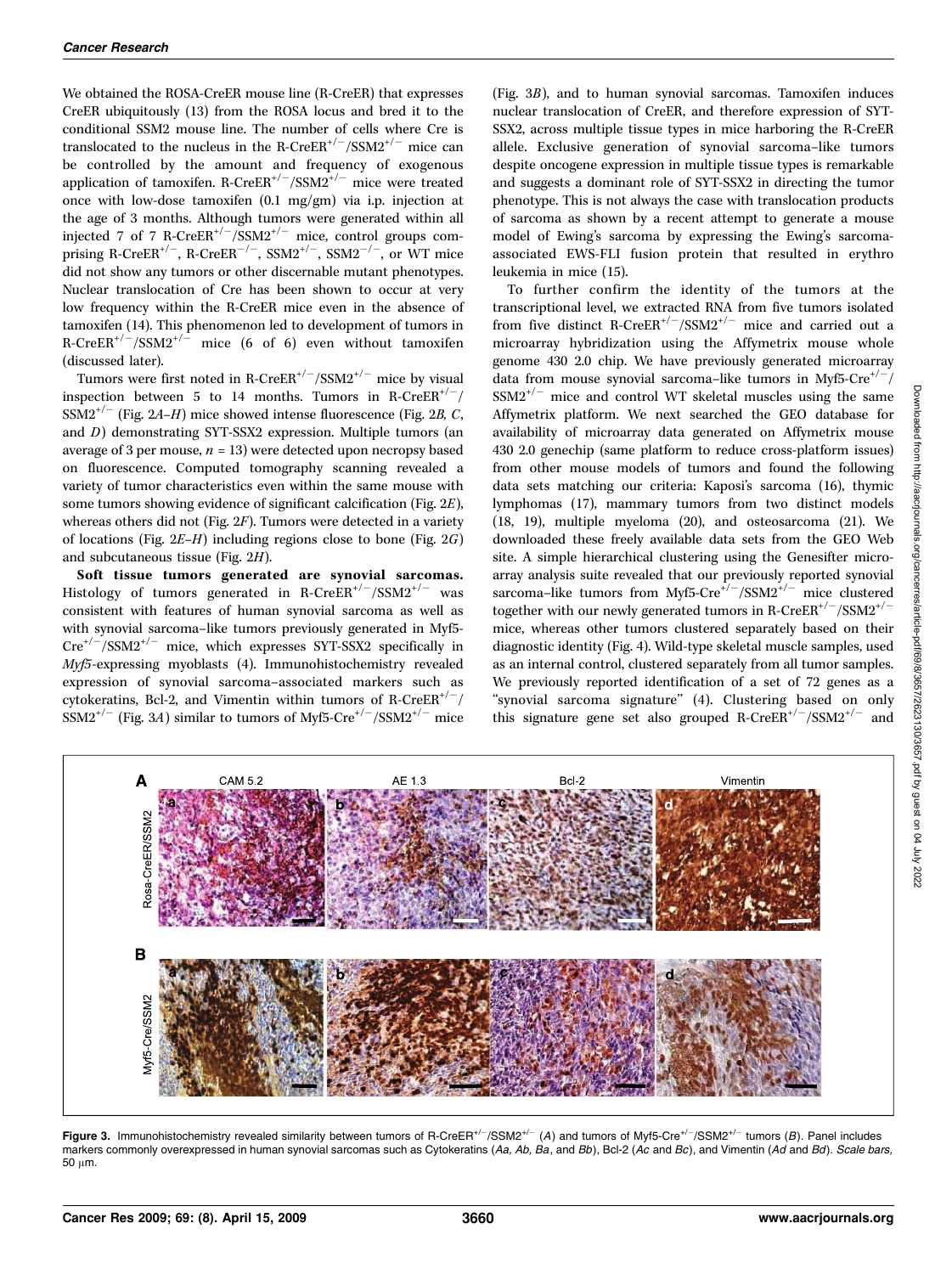We obtained the ROSA-CreER mouse line (R-CreER) that expresses CreER ubiquitously (13) from the ROSA locus and bred it to the conditional SSM2 mouse line. The number of cells where Cre is translocated to the nucleus in the R-CreER$^{+/-}$/SSM2$^{+/-}$ mice can be controlled by the amount and frequency of exogenous application of tamoxifen. R-CreER$^{+/-}$/SSM2$^{+/-}$ mice were treated once with low-dose tamoxifen (0.1 mg/gm) via i.p. injection at the age of 3 months. Although tumors were generated within all injected 7 of 7 R-CreER$^{+/-}$/SSM2$^{+/-}$ mice, control groups comprising R-CreER$^{+/-}$, R-CreER$^{-/-}$, SSM2$^{+/-}$, SSM2$^{-/-}$, or WT mice did not show any tumors or other discernable mutant phenotypes. Nuclear translocation of Cre has been shown to occur at very low frequency within the R-CreER mice even in the absence of tamoxifen (14). This phenomenon led to development of tumors in R-CreER$^{+/-}$/SSM2$^{+/-}$ mice (6 of 6) even without tamoxifen (discussed later).

Tumors were first noted in R-CreER$^{+/-}$/SSM2$^{+/-}$ mice by visual inspection between 5 to 14 months. Tumors in R-CreER$^{+/-}$/SSM2$^{+/-}$ (Fig. 2*A–H*) mice showed intense fluorescence (Fig. 2*B*, *C*, and *D*) demonstrating SYT-SSX2 expression. Multiple tumors (an average of 3 per mouse, $n = 13$) were detected upon necropsy based on fluorescence. Computed tomography scanning revealed a variety of tumor characteristics even within the same mouse with some tumors showing evidence of significant calcification (Fig. 2*E*), whereas others did not (Fig. 2*F*). Tumors were detected in a variety of locations (Fig. 2*E–H*) including regions close to bone (Fig. 2*G*) and subcutaneous tissue (Fig. 2*H*).

**Soft tissue tumors generated are synovial sarcomas.** Histology of tumors generated in R-CreER$^{+/-}$/SSM2$^{+/-}$ was consistent with features of human synovial sarcoma as well as with synovial sarcoma–like tumors previously generated in Myf5-Cre$^{+/-}$/SSM2$^{+/-}$ mice, which expresses SYT-SSX2 specifically in *Myf5*-expressing myoblasts (4). Immunohistochemistry revealed expression of synovial sarcoma–associated markers such as cytokeratins, Bcl-2, and Vimentin within tumors of R-CreER$^{+/-}$/SSM2$^{+/-}$ (Fig. 3*A*) similar to tumors of Myf5-Cre$^{+/-}$/SSM2$^{+/-}$ mice (Fig. 3*B*), and to human synovial sarcomas. Tamoxifen induces nuclear translocation of CreER, and therefore expression of SYT-SSX2, across multiple tissue types in mice harboring the R-CreER allele. Exclusive generation of synovial sarcoma–like tumors despite oncogene expression in multiple tissue types is remarkable and suggests a dominant role of SYT-SSX2 in directing the tumor phenotype. This is not always the case with translocation products of sarcoma as shown by a recent attempt to generate a mouse model of Ewing's sarcoma by expressing the Ewing's sarcoma-associated EWS-FLI fusion protein that resulted in erythro leukemia in mice (15).

To further confirm the identity of the tumors at the transcriptional level, we extracted RNA from five tumors isolated from five distinct R-CreER$^{+/-}$/SSM2$^{+/-}$ mice and carried out a microarray hybridization using the Affymetrix mouse whole genome 430 2.0 chip. We have previously generated microarray data from mouse synovial sarcoma–like tumors in Myf5-Cre$^{+/-}$/SSM2$^{+/-}$ mice and control WT skeletal muscles using the same Affymetrix platform. We next searched the GEO database for availability of microarray data generated on Affymetrix mouse 430 2.0 genechip (same platform to reduce cross-platform issues) from other mouse models of tumors and found the following data sets matching our criteria: Kaposi's sarcoma (16), thymic lymphomas (17), mammary tumors from two distinct models (18, 19), multiple myeloma (20), and osteosarcoma (21). We downloaded these freely available data sets from the GEO Web site. A simple hierarchical clustering using the Genesifter microarray analysis suite revealed that our previously reported synovial sarcoma–like tumors from Myf5-Cre$^{+/-}$/SSM2$^{+/-}$ mice clustered together with our newly generated tumors in R-CreER$^{+/-}$/SSM2$^{+/-}$ mice, whereas other tumors clustered separately based on their diagnostic identity (Fig. 4). Wild-type skeletal muscle samples, used as an internal control, clustered separately from all tumor samples. We previously reported identification of a set of 72 genes as a "synovial sarcoma signature" (4). Clustering based on only this signature gene set also grouped R-CreER$^{+/-}$/SSM2$^{+/-}$ and

**Figure 3.** Immunohistochemistry revealed similarity between tumors of R-CreER$^{+/-}$/SSM2$^{+/-}$ (*A*) and tumors of Myf5-Cre$^{+/-}$/SSM2$^{+/-}$ tumors (*B*). Panel includes markers commonly overexpressed in human synovial sarcomas such as Cytokeratins (*Aa, Ab, Ba*, and *Bb*), Bcl-2 (*Ac* and *Bc*), and Vimentin (*Ad* and *Bd*). *Scale bars*, 50 μm.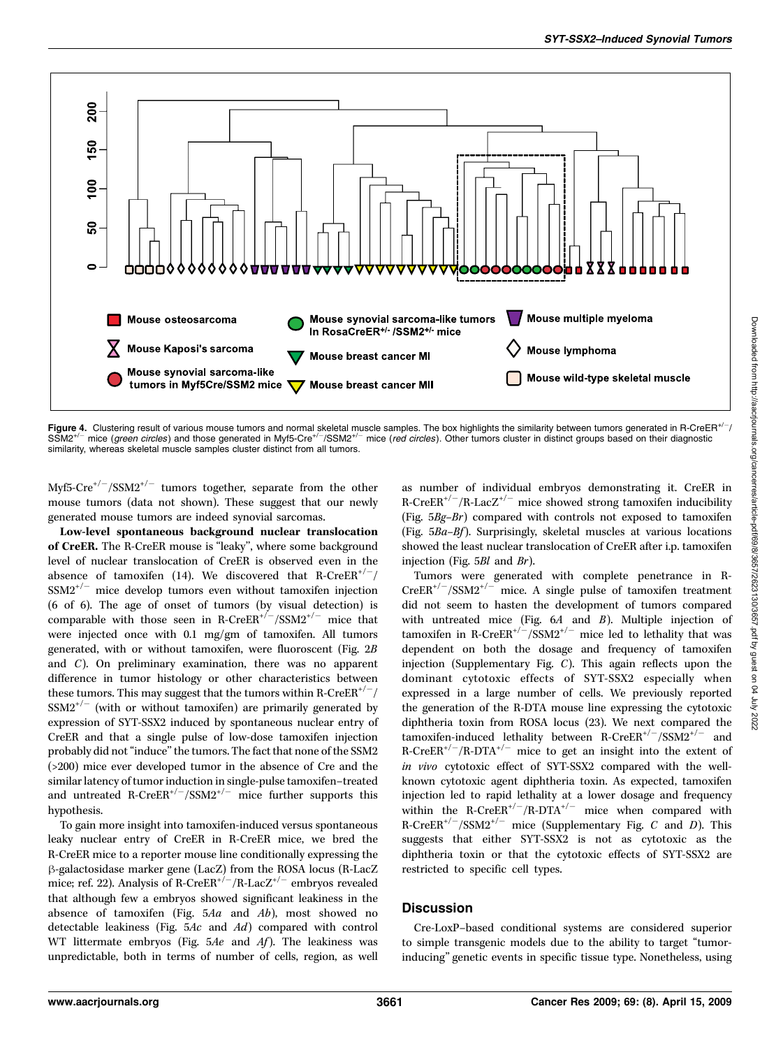Figure 4. Clustering result of various mouse tumors and normal skeletal muscle samples. The box highlights the similarity between tumors generated in R-CreER$^{+/-}$/SSM2$^{+/-}$ mice (*green circles*) and those generated in Myf5-Cre$^{+/-}$/SSM2$^{+/-}$ mice (*red circles*). Other tumors cluster in distinct groups based on their diagnostic similarity, whereas skeletal muscle samples cluster distinct from all tumors.

Myf5-Cre$^{+/-}$/SSM2$^{+/-}$ tumors together, separate from the other mouse tumors (data not shown). These suggest that our newly generated mouse tumors are indeed synovial sarcomas.

**Low-level spontaneous background nuclear translocation of CreER.** The R-CreER mouse is "leaky", where some background level of nuclear translocation of CreER is observed even in the absence of tamoxifen (14). We discovered that R-CreER$^{+/-}$/SSM2$^{+/-}$ mice develop tumors even without tamoxifen injection (6 of 6). The age of onset of tumors (by visual detection) is comparable with those seen in R-CreER$^{+/-}$/SSM2$^{+/-}$ mice that were injected once with 0.1 mg/gm of tamoxifen. All tumors generated, with or without tamoxifen, were fluoroscent (Fig. 2*B* and *C*). On preliminary examination, there was no apparent difference in tumor histology or other characteristics between these tumors. This may suggest that the tumors within R-CreER$^{+/-}$/SSM2$^{+/-}$ (with or without tamoxifen) are primarily generated by expression of SYT-SSX2 induced by spontaneous nuclear entry of CreER and that a single pulse of low-dose tamoxifen injection probably did not "induce" the tumors. The fact that none of the SSM2 (>200) mice ever developed tumor in the absence of Cre and the similar latency of tumor induction in single-pulse tamoxifen–treated and untreated R-CreER$^{+/-}$/SSM2$^{+/-}$ mice further supports this hypothesis.

To gain more insight into tamoxifen-induced versus spontaneous leaky nuclear entry of CreER in R-CreER mice, we bred the R-CreER mice to a reporter mouse line conditionally expressing the β-galactosidase marker gene (LacZ) from the ROSA locus (R-LacZ mice; ref. 22). Analysis of R-CreER$^{+/-}$/R-LacZ$^{+/-}$ embryos revealed that although few a embryos showed significant leakiness in the absence of tamoxifen (Fig. 5*Aa* and *Ab*), most showed no detectable leakiness (Fig. 5*Ac* and *Ad*) compared with control WT littermate embryos (Fig. 5*Ae* and *Af*). The leakiness was unpredictable, both in terms of number of cells, region, as well as number of individual embryos demonstrating it. CreER in R-CreER$^{+/-}$/R-LacZ$^{+/-}$ mice showed strong tamoxifen inducibility (Fig. 5*Bg–Br*) compared with controls not exposed to tamoxifen (Fig. 5*Ba–Bf*). Surprisingly, skeletal muscles at various locations showed the least nuclear translocation of CreER after i.p. tamoxifen injection (Fig. 5*Bl* and *Br*).

Tumors were generated with complete penetrance in R-CreER$^{+/-}$/SSM2$^{+/-}$ mice. A single pulse of tamoxifen treatment did not seem to hasten the development of tumors compared with untreated mice (Fig. 6*A* and *B*). Multiple injection of tamoxifen in R-CreER$^{+/-}$/SSM2$^{+/-}$ mice led to lethality that was dependent on both the dosage and frequency of tamoxifen injection (Supplementary Fig. *C*). This again reflects upon the dominant cytotoxic effects of SYT-SSX2 especially when expressed in a large number of cells. We previously reported the generation of the R-DTA mouse line expressing the cytotoxic diphtheria toxin from ROSA locus (23). We next compared the tamoxifen-induced lethality between R-CreER$^{+/-}$/SSM2$^{+/-}$ and R-CreER$^{+/-}$/R-DTA$^{+/-}$ mice to get an insight into the extent of *in vivo* cytotoxic effect of SYT-SSX2 compared with the well-known cytotoxic agent diphtheria toxin. As expected, tamoxifen injection led to rapid lethality at a lower dosage and frequency within the R-CreER$^{+/-}$/R-DTA$^{+/-}$ mice when compared with R-CreER$^{+/-}$/SSM2$^{+/-}$ mice (Supplementary Fig. *C* and *D*). This suggests that either SYT-SSX2 is not as cytotoxic as the diphtheria toxin or that the cytotoxic effects of SYT-SSX2 are restricted to specific cell types.

## Discussion

Cre-LoxP–based conditional systems are considered superior to simple transgenic models due to the ability to target "tumor-inducing" genetic events in specific tissue type. Nonetheless, using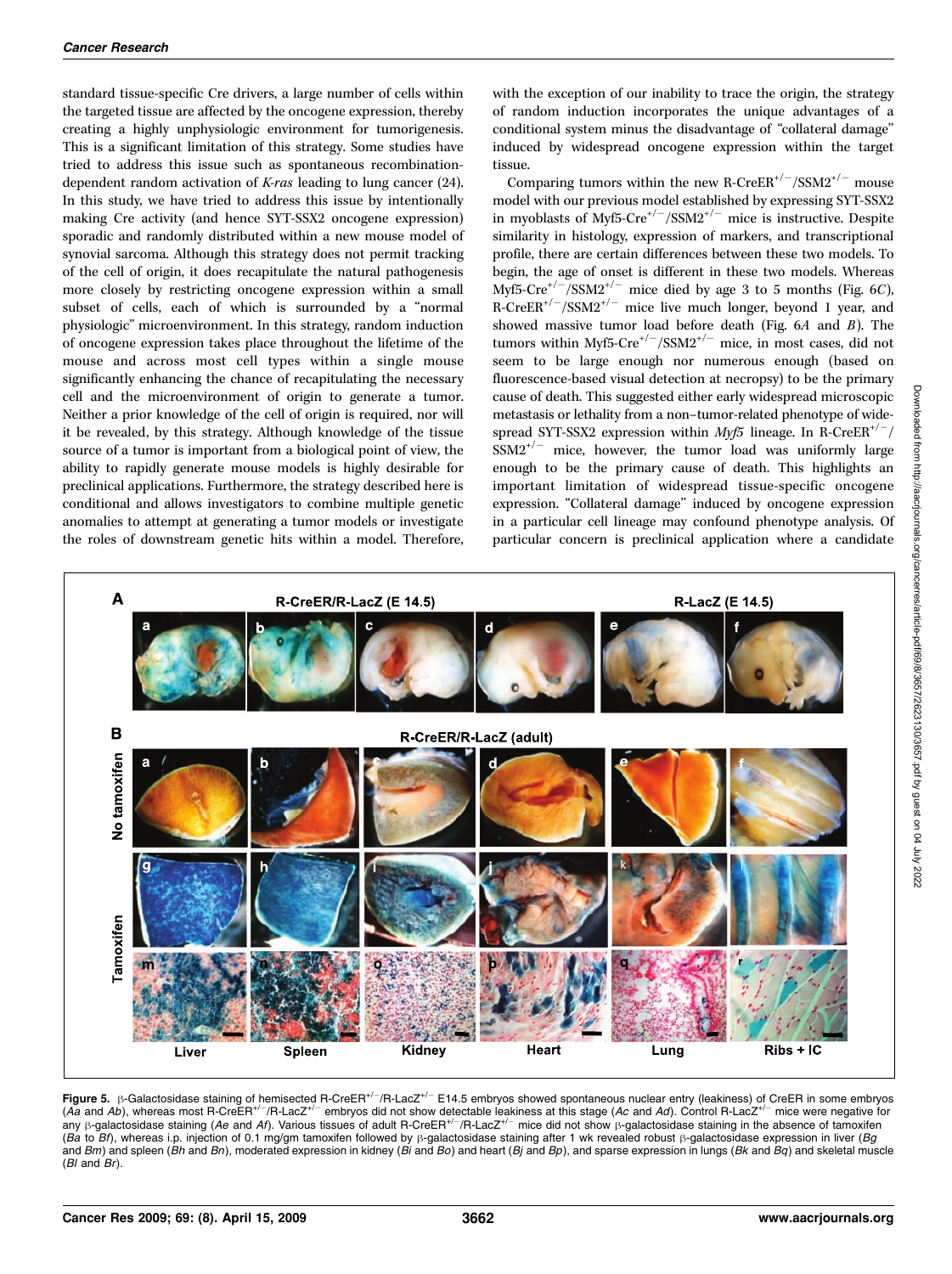standard tissue-specific Cre drivers, a large number of cells within the targeted tissue are affected by the oncogene expression, thereby creating a highly unphysiologic environment for tumorigenesis. This is a significant limitation of this strategy. Some studies have tried to address this issue such as spontaneous recombination-dependent random activation of *K-ras* leading to lung cancer (24). In this study, we have tried to address this issue by intentionally making Cre activity (and hence SYT-SSX2 oncogene expression) sporadic and randomly distributed within a new mouse model of synovial sarcoma. Although this strategy does not permit tracking of the cell of origin, it does recapitulate the natural pathogenesis more closely by restricting oncogene expression within a small subset of cells, each of which is surrounded by a "normal physiologic" microenvironment. In this strategy, random induction of oncogene expression takes place throughout the lifetime of the mouse and across most cell types within a single mouse significantly enhancing the chance of recapitulating the necessary cell and the microenvironment of origin to generate a tumor. Neither a prior knowledge of the cell of origin is required, nor will it be revealed, by this strategy. Although knowledge of the tissue source of a tumor is important from a biological point of view, the ability to rapidly generate mouse models is highly desirable for preclinical applications. Furthermore, the strategy described here is conditional and allows investigators to combine multiple genetic anomalies to attempt at generating a tumor models or investigate the roles of downstream genetic hits within a model. Therefore, with the exception of our inability to trace the origin, the strategy of random induction incorporates the unique advantages of a conditional system minus the disadvantage of "collateral damage" induced by widespread oncogene expression within the target tissue.

Comparing tumors within the new R-CreER$^{+/-}$/SSM2$^{+/-}$ mouse model with our previous model established by expressing SYT-SSX2 in myoblasts of Myf5-Cre$^{+/-}$/SSM2$^{+/-}$ mice is instructive. Despite similarity in histology, expression of markers, and transcriptional profile, there are certain differences between these two models. To begin, the age of onset is different in these two models. Whereas Myf5-Cre$^{+/-}$/SSM2$^{+/-}$ mice died by age 3 to 5 months (Fig. 6C), R-CreER$^{+/-}$/SSM2$^{+/-}$ mice live much longer, beyond 1 year, and showed massive tumor load before death (Fig. 6A and B). The tumors within Myf5-Cre$^{+/-}$/SSM2$^{+/-}$ mice, in most cases, did not seem to be large enough nor numerous enough (based on fluorescence-based visual detection at necropsy) to be the primary cause of death. This suggested either early widespread microscopic metastasis or lethality from a non–tumor-related phenotype of widespread SYT-SSX2 expression within *Myf5* lineage. In R-CreER$^{+/-}$/SSM2$^{+/-}$ mice, however, the tumor load was uniformly large enough to be the primary cause of death. This highlights an important limitation of widespread tissue-specific oncogene expression. "Collateral damage" induced by oncogene expression in a particular cell lineage may confound phenotype analysis. Of particular concern is preclinical application where a candidate

**Figure 5.** β-Galactosidase staining of hemisected R-CreER$^{+/-}$/R-LacZ$^{+/-}$ E14.5 embryos showed spontaneous nuclear entry (leakiness) of CreER in some embryos (*Aa* and *Ab*), whereas most R-CreER$^{+/-}$/R-LacZ$^{+/-}$ embryos did not show detectable leakiness at this stage (*Ac* and *Ad*). Control R-LacZ$^{+/-}$ mice were negative for any β-galactosidase staining (*Ae* and *Af*). Various tissues of adult R-CreER$^{+/-}$/R-LacZ$^{+/-}$ mice did not show β-galactosidase staining in the absence of tamoxifen (*Ba* to *Bf*), whereas i.p. injection of 0.1 mg/gm tamoxifen followed by β-galactosidase staining after 1 wk revealed robust β-galactosidase expression in liver (*Bg* and *Bm*) and spleen (*Bh* and *Bn*), moderated expression in kidney (*Bi* and *Bo*) and heart (*Bj* and *Bp*), and sparse expression in lungs (*Bk* and *Bq*) and skeletal muscle (*Bl* and *Br*).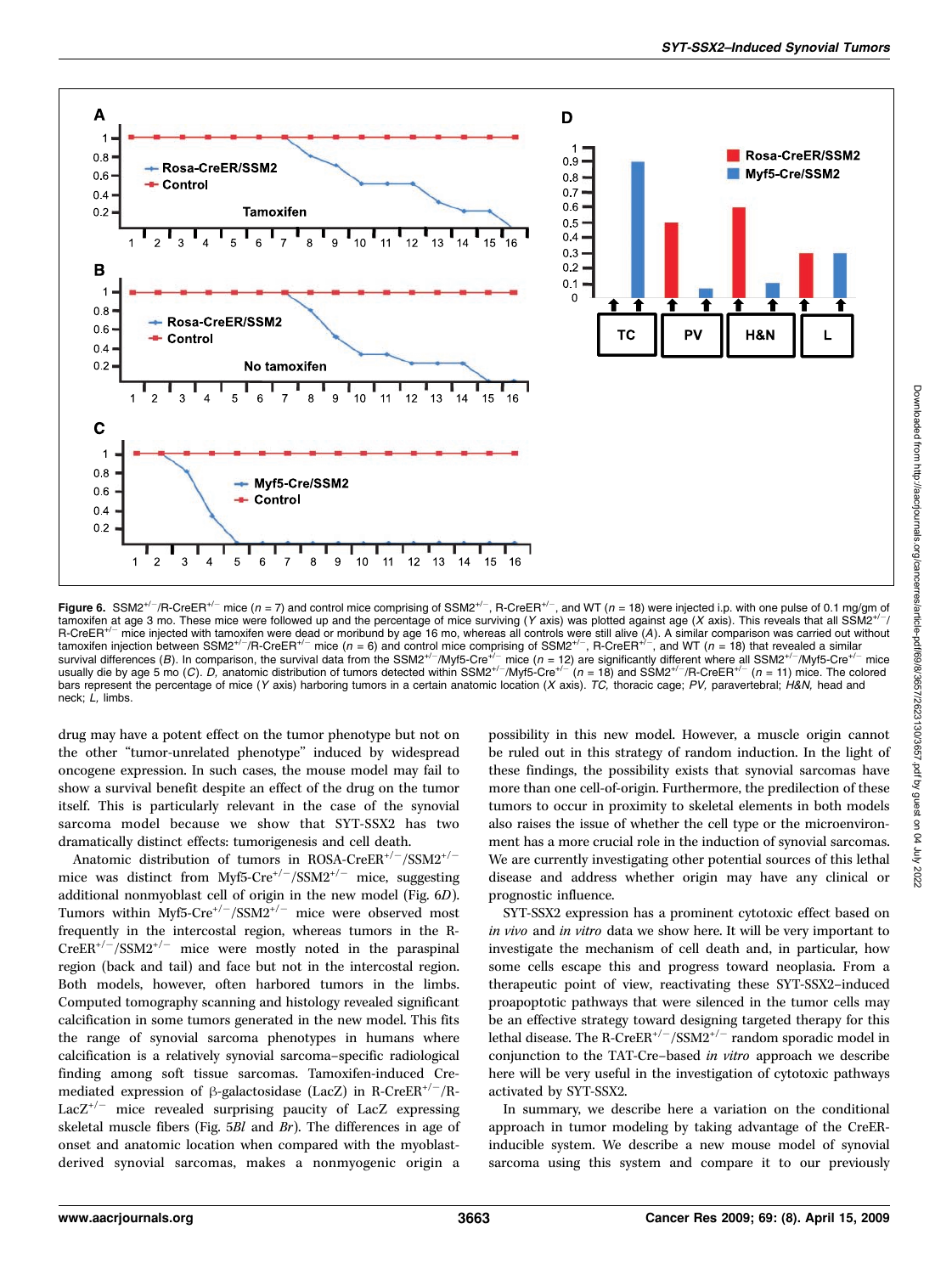**Figure 6.** $SSM2^{+/-}$/R-$CreER^{+/-}$ mice ($n = 7$) and control mice comprising of $SSM2^{+/-}$, R-$CreER^{+/-}$, and WT ($n = 18$) were injected i.p. with one pulse of 0.1 mg/gm of tamoxifen at age 3 mo. These mice were followed up and the percentage of mice surviving (Y axis) was plotted against age (X axis). This reveals that all $SSM2^{+/-}$/R-$CreER^{+/-}$ mice injected with tamoxifen were dead or moribund by age 16 mo, whereas all controls were still alive (A). A similar comparison was carried out without tamoxifen injection between $SSM2^{+/-}$/R-$CreER^{+/-}$ mice ($n = 6$) and control mice comprising of $SSM2^{+/-}$, R-$CreER^{+/-}$, and WT ($n = 18$) that revealed a similar survival differences (B). In comparison, the survival data from the $SSM2^{+/-}$/Myf5-$Cre^{+/-}$ mice ($n = 12$) are significantly different where all $SSM2^{+/-}$/Myf5-$Cre^{+/-}$ mice usually die by age 5 mo (C). D, anatomic distribution of tumors detected within $SSM2^{+/-}$/Myf5-$Cre^{+/-}$ ($n = 18$) and $SSM2^{+/-}$/R-$CreER^{+/-}$ ($n = 11$) mice. The colored bars represent the percentage of mice (Y axis) harboring tumors in a certain anatomic location (X axis). TC, thoracic cage; PV, paravertebral; H&N, head and neck; L, limbs.

drug may have a potent effect on the tumor phenotype but not on the other "tumor-unrelated phenotype" induced by widespread oncogene expression. In such cases, the mouse model may fail to show a survival benefit despite an effect of the drug on the tumor itself. This is particularly relevant in the case of the synovial sarcoma model because we show that SYT-SSX2 has two dramatically distinct effects: tumorigenesis and cell death.

Anatomic distribution of tumors in ROSA-$CreER^{+/-}$/$SSM2^{+/-}$ mice was distinct from Myf5-$Cre^{+/-}$/$SSM2^{+/-}$ mice, suggesting additional nonmyoblast cell of origin in the new model (Fig. 6D). Tumors within Myf5-$Cre^{+/-}$/$SSM2^{+/-}$ mice were observed most frequently in the intercostal region, whereas tumors in the R-$CreER^{+/-}$/$SSM2^{+/-}$ mice were mostly noted in the paraspinal region (back and tail) and face but not in the intercostal region. Both models, however, often harbored tumors in the limbs. Computed tomography scanning and histology revealed significant calcification in some tumors generated in the new model. This fits the range of synovial sarcoma phenotypes in humans where calcification is a relatively synovial sarcoma–specific radiological finding among soft tissue sarcomas. Tamoxifen-induced Cre-mediated expression of β-galactosidase (LacZ) in R-$CreER^{+/-}$/R-$LacZ^{+/-}$ mice revealed surprising paucity of LacZ expressing skeletal muscle fibers (Fig. 5*Bl* and *Br*). The differences in age of onset and anatomic location when compared with the myoblast-derived synovial sarcomas, makes a nonmyogenic origin a possibility in this new model. However, a muscle origin cannot be ruled out in this strategy of random induction. In the light of these findings, the possibility exists that synovial sarcomas have more than one cell-of-origin. Furthermore, the predilection of these tumors to occur in proximity to skeletal elements in both models also raises the issue of whether the cell type or the microenvironment has a more crucial role in the induction of synovial sarcomas. We are currently investigating other potential sources of this lethal disease and address whether origin may have any clinical or prognostic influence.

SYT-SSX2 expression has a prominent cytotoxic effect based on *in vivo* and *in vitro* data we show here. It will be very important to investigate the mechanism of cell death and, in particular, how some cells escape this and progress toward neoplasia. From a therapeutic point of view, reactivating these SYT-SSX2–induced proapoptotic pathways that were silenced in the tumor cells may be an effective strategy toward designing targeted therapy for this lethal disease. The R-$CreER^{+/-}$/$SSM2^{+/-}$ random sporadic model in conjunction to the TAT-Cre–based *in vitro* approach we describe here will be very useful in the investigation of cytotoxic pathways activated by SYT-SSX2.

In summary, we describe here a variation on the conditional approach in tumor modeling by taking advantage of the CreER-inducible system. We describe a new mouse model of synovial sarcoma using this system and compare it to our previously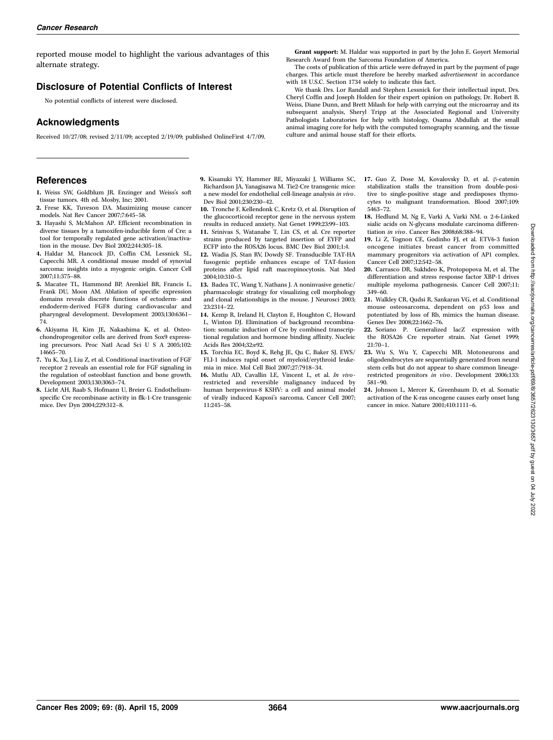reported mouse model to highlight the various advantages of this alternate strategy.

## Disclosure of Potential Conflicts of Interest

No potential conflicts of interest were disclosed.

## Acknowledgments

Received 10/27/08; revised 2/11/09; accepted 2/19/09; published OnlineFirst 4/7/09.

**Grant support:** M. Haldar was supported in part by the John E. Goyert Memorial Research Award from the Sarcoma Foundation of America.

The costs of publication of this article were defrayed in part by the payment of page charges. This article must therefore be hereby marked *advertisement* in accordance with 18 U.S.C. Section 1734 solely to indicate this fact.

We thank Drs. Lor Randall and Stephen Lessnick for their intellectual input, Drs. Cheryl Coffin and Joseph Holden for their expert opinion on pathology, Dr. Robert B. Weiss, Diane Dunn, and Brett Milash for help with carrying out the microarray and its subsequent analysis, Sheryl Tripp at the Associated Regional and University Pathologists Laboratories for help with histology, Osama Abdullah at the small animal imaging core for help with the computed tomography scanning, and the tissue culture and animal house staff for their efforts.

## References

1. Weiss SW, Goldblum JR. Enzinger and Weiss's soft tissue tumors. 4th ed. Mosby, Inc; 2001.
2. Frese KK, Tuveson DA. Maximizing mouse cancer models. Nat Rev Cancer 2007;7:645–58.
3. Hayashi S, McMahon AP. Efficient recombination in diverse tissues by a tamoxifen-inducible form of Cre: a tool for temporally regulated gene activation/inactivation in the mouse. Dev Biol 2002;244:305–18.
4. Haldar M, Hancock JD, Coffin CM, Lessnick SL, Capecchi MR. A conditional mouse model of synovial sarcoma: insights into a myogenic origin. Cancer Cell 2007;11:375–88.
5. Macatee TL, Hammond BP, Arenkiel BR, Francis L, Frank DU, Moon AM. Ablation of specific expression domains reveals discrete functions of ectoderm- and endoderm-derived FGF8 during cardiovascular and pharyngeal development. Development 2003;130:6361–74.
6. Akiyama H, Kim JE, Nakashima K, et al. Osteo-chondroprogenitor cells are derived from Sox9 expressing precursors. Proc Natl Acad Sci U S A 2005;102:14665–70.
7. Yu K, Xu J, Liu Z, et al. Conditional inactivation of FGF receptor 2 reveals an essential role for FGF signaling in the regulation of osteoblast function and bone growth. Development 2003;130:3063–74.
8. Licht AH, Raab S, Hofmann U, Breier G. Endothelium-specific Cre recombinase activity in flk-1-Cre transgenic mice. Dev Dyn 2004;229:312–8.
9. Kisanuki YY, Hammer RE, Miyazaki J, Williams SC, Richardson JA, Yanagisawa M. Tie2-Cre transgenic mice: a new model for endothelial cell-lineage analysis *in vivo*. Dev Biol 2001;230:230–42.
10. Tronche F, Kellendonk C, Kretz O, et al. Disruption of the glucocorticoid receptor gene in the nervous system results in reduced anxiety. Nat Genet 1999;23:99–103.
11. Srinivas S, Watanabe T, Lin CS, et al. Cre reporter strains produced by targeted insertion of EYFP and ECFP into the ROSA26 locus. BMC Dev Biol 2001;1:4.
12. Wadia JS, Stan RV, Dowdy SF. Transducible TAT-HA fusogenic peptide enhances escape of TAT-fusion proteins after lipid raft macropinocytosis. Nat Med 2004;10:310–5.
13. Badea TC, Wang Y, Nathans J. A noninvasive genetic/pharmacologic strategy for visualizing cell morphology and clonal relationships in the mouse. J Neurosci 2003;23:2314–22.
14. Kemp R, Ireland H, Clayton E, Houghton C, Howard L, Winton DJ. Elimination of background recombination: somatic induction of Cre by combined transcriptional regulation and hormone binding affinity. Nucleic Acids Res 2004;32:e92.
15. Torchia EC, Boyd K, Rehg JE, Qu C, Baker SJ. EWS/FLI-1 induces rapid onset of myeloid/erythroid leukemia in mice. Mol Cell Biol 2007;27:7918–34.
16. Mutlu AD, Cavallin LE, Vincent L, et al. *In vivo*-restricted and reversible malignancy induced by human herpesvirus-8 KSHV: a cell and animal model of virally induced Kaposi's sarcoma. Cancer Cell 2007;11:245–58.
17. Guo Z, Dose M, Kovalovsky D, et al. β-catenin stabilization stalls the transition from double-positive to single-positive stage and predisposes thymocytes to malignant transformation. Blood 2007;109:5463–72.
18. Hedlund M, Ng E, Varki A, Varki NM. α 2-6-Linked sialic acids on N-glycans modulate carcinoma differentiation *in vivo*. Cancer Res 2008;68:388–94.
19. Li Z, Tognon CE, Godinho FJ, et al. ETV6-3 fusion oncogene initiates breast cancer from committed mammary progenitors via activation of AP1 complex. Cancer Cell 2007;12:542–58.
20. Carrasco DR, Sukhdeo K, Protopopova M, et al. The differentiation and stress response factor XBP-1 drives multiple myeloma pathogenesis. Cancer Cell 2007;11:349–60.
21. Walkley CR, Qudsi R, Sankaran VG, et al. Conditional mouse osteosarcoma, dependent on p53 loss and potentiated by loss of Rb, mimics the human disease. Genes Dev 2008;22:1662–76.
22. Soriano P. Generalized lacZ expression with the ROSA26 Cre reporter strain. Nat Genet 1999;21:70–1.
23. Wu S, Wu Y, Capecchi MR. Motoneurons and oligodendrocytes are sequentially generated from neural stem cells but do not appear to share common lineage-restricted progenitors *in vivo*. Development 2006;133:581–90.
24. Johnson L, Mercer K, Greenbaum D, et al. Somatic activation of the K-ras oncogene causes early onset lung cancer in mice. Nature 2001;410:1111–6.